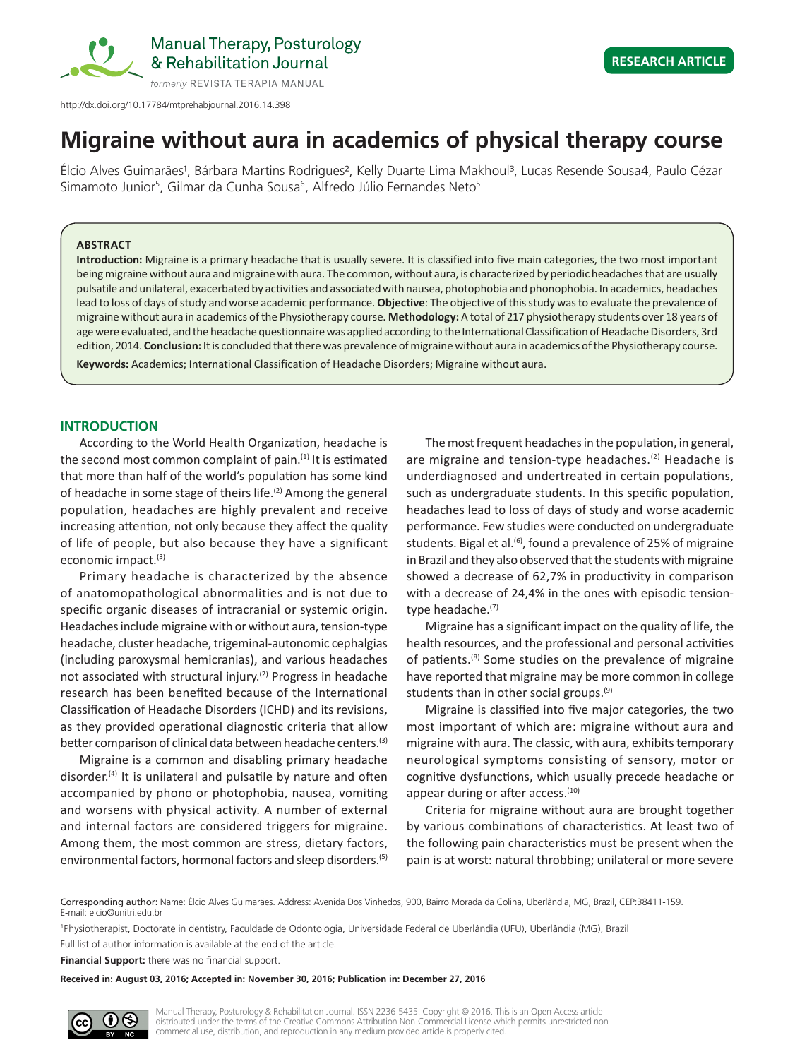RESEARCH ARTICLE

http://dx.doi.org/10.17784/mtprehabjournal.2016.14.398

# Migraine without aura in academics of physical therapy course

Élcio Alves Guimarães[1], Bárbara Martins Rodrigues[2], Kelly Duarte Lima Makhoul[3], Lucas Resende Sousa4, Paulo Cézar Simamoto Junior[5], Gilmar da Cunha Sousa[6], Alfredo Júlio Fernandes Neto[5]

**ABSTRACT**

**Introduction:** Migraine is a primary headache that is usually severe. It is classified into five main categories, the two most important being migraine without aura and migraine with aura. The common, without aura, is characterized by periodic headaches that are usually pulsatile and unilateral, exacerbated by activities and associated with nausea, photophobia and phonophobia. In academics, headaches lead to loss of days of study and worse academic performance. **Objective**: The objective of this study was to evaluate the prevalence of migraine without aura in academics of the Physiotherapy course. **Methodology:** A total of 217 physiotherapy students over 18 years of age were evaluated, and the headache questionnaire was applied according to the International Classification of Headache Disorders, 3rd edition, 2014. **Conclusion:** It is concluded that there was prevalence of migraine without aura in academics of the Physiotherapy course.

**Keywords:** Academics; International Classification of Headache Disorders; Migraine without aura.

## INTRODUCTION

According to the World Health Organization, headache is the second most common complaint of pain.[1] It is estimated that more than half of the world's population has some kind of headache in some stage of theirs life.[2] Among the general population, headaches are highly prevalent and receive increasing attention, not only because they affect the quality of life of people, but also because they have a significant economic impact.[3]

Primary headache is characterized by the absence of anatomopathological abnormalities and is not due to specific organic diseases of intracranial or systemic origin. Headaches include migraine with or without aura, tension-type headache, cluster headache, trigeminal-autonomic cephalgias (including paroxysmal hemicranias), and various headaches not associated with structural injury.[2] Progress in headache research has been benefited because of the International Classification of Headache Disorders (ICHD) and its revisions, as they provided operational diagnostic criteria that allow better comparison of clinical data between headache centers.[3]

Migraine is a common and disabling primary headache disorder.[4] It is unilateral and pulsatile by nature and often accompanied by phono or photophobia, nausea, vomiting and worsens with physical activity. A number of external and internal factors are considered triggers for migraine. Among them, the most common are stress, dietary factors, environmental factors, hormonal factors and sleep disorders.[5]

The most frequent headaches in the population, in general, are migraine and tension-type headaches.[2] Headache is underdiagnosed and undertreated in certain populations, such as undergraduate students. In this specific population, headaches lead to loss of days of study and worse academic performance. Few studies were conducted on undergraduate students. Bigal et al.[6], found a prevalence of 25% of migraine in Brazil and they also observed that the students with migraine showed a decrease of 62,7% in productivity in comparison with a decrease of 24,4% in the ones with episodic tension-type headache.[7]

Migraine has a significant impact on the quality of life, the health resources, and the professional and personal activities of patients.[8] Some studies on the prevalence of migraine have reported that migraine may be more common in college students than in other social groups.[9]

Migraine is classified into five major categories, the two most important of which are: migraine without aura and migraine with aura. The classic, with aura, exhibits temporary neurological symptoms consisting of sensory, motor or cognitive dysfunctions, which usually precede headache or appear during or after access.[10]

Criteria for migraine without aura are brought together by various combinations of characteristics. At least two of the following pain characteristics must be present when the pain is at worst: natural throbbing; unilateral or more severe

Corresponding author: Name: Élcio Alves Guimarães. Address: Avenida Dos Vinhedos, 900, Bairro Morada da Colina, Uberlândia, MG, Brazil, CEP:38411-159. E-mail: elcio@unitri.edu.br

[1]Physiotherapist, Doctorate in dentistry, Faculdade de Odontologia, Universidade Federal de Uberlândia (UFU), Uberlândia (MG), Brazil

Full list of author information is available at the end of the article.

**Financial Support:** there was no financial support.

**Received in: August 03, 2016; Accepted in: November 30, 2016; Publication in: December 27, 2016**

Manual Therapy, Posturology & Rehabilitation Journal. ISSN 2236-5435. Copyright © 2016. This is an Open Access article distributed under the terms of the Creative Commons Attribution Non-Commercial License which permits unrestricted non-commercial use, distribution, and reproduction in any medium provided article is properly cited.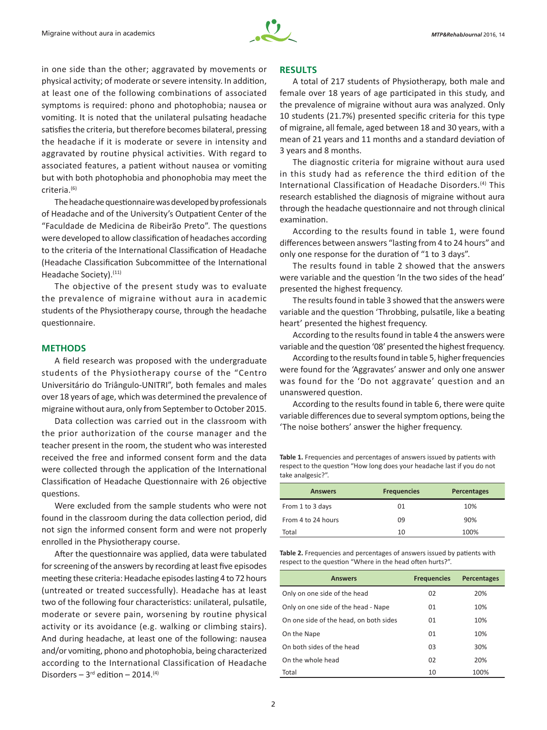in one side than the other; aggravated by movements or physical activity; of moderate or severe intensity. In addition, at least one of the following combinations of associated symptoms is required: phono and photophobia; nausea or vomiting. It is noted that the unilateral pulsating headache satisfies the criteria, but therefore becomes bilateral, pressing the headache if it is moderate or severe in intensity and aggravated by routine physical activities. With regard to associated features, a patient without nausea or vomiting but with both photophobia and phonophobia may meet the criteria.[6]

The headache questionnaire was developed by professionals of Headache and of the University's Outpatient Center of the "Faculdade de Medicina de Ribeirão Preto". The questions were developed to allow classification of headaches according to the criteria of the International Classification of Headache (Headache Classification Subcommittee of the International Headache Society).[11]

The objective of the present study was to evaluate the prevalence of migraine without aura in academic students of the Physiotherapy course, through the headache questionnaire.

## METHODS

A field research was proposed with the undergraduate students of the Physiotherapy course of the "Centro Universitário do Triângulo-UNITRI", both females and males over 18 years of age, which was determined the prevalence of migraine without aura, only from September to October 2015.

Data collection was carried out in the classroom with the prior authorization of the course manager and the teacher present in the room, the student who was interested received the free and informed consent form and the data were collected through the application of the International Classification of Headache Questionnaire with 26 objective questions.

Were excluded from the sample students who were not found in the classroom during the data collection period, did not sign the informed consent form and were not properly enrolled in the Physiotherapy course.

After the questionnaire was applied, data were tabulated for screening of the answers by recording at least five episodes meeting these criteria: Headache episodes lasting 4 to 72 hours (untreated or treated successfully). Headache has at least two of the following four characteristics: unilateral, pulsatile, moderate or severe pain, worsening by routine physical activity or its avoidance (e.g. walking or climbing stairs). And during headache, at least one of the following: nausea and/or vomiting, phono and photophobia, being characterized according to the International Classification of Headache Disorders – 3rd edition – 2014.[4]

## RESULTS

A total of 217 students of Physiotherapy, both male and female over 18 years of age participated in this study, and the prevalence of migraine without aura was analyzed. Only 10 students (21.7%) presented specific criteria for this type of migraine, all female, aged between 18 and 30 years, with a mean of 21 years and 11 months and a standard deviation of 3 years and 8 months.

The diagnostic criteria for migraine without aura used in this study had as reference the third edition of the International Classification of Headache Disorders.[4] This research established the diagnosis of migraine without aura through the headache questionnaire and not through clinical examination.

According to the results found in table 1, were found differences between answers "lasting from 4 to 24 hours" and only one response for the duration of "1 to 3 days".

The results found in table 2 showed that the answers were variable and the question 'In the two sides of the head' presented the highest frequency.

The results found in table 3 showed that the answers were variable and the question 'Throbbing, pulsatile, like a beating heart' presented the highest frequency.

According to the results found in table 4 the answers were variable and the question '08' presented the highest frequency.

According to the results found in table 5, higher frequencies were found for the 'Aggravates' answer and only one answer was found for the 'Do not aggravate' question and an unanswered question.

According to the results found in table 6, there were quite variable differences due to several symptom options, being the 'The noise bothers' answer the higher frequency.

**Table 1.** Frequencies and percentages of answers issued by patients with respect to the question "How long does your headache last if you do not take analgesic?".

| Answers | Frequencies | Percentages |
|---|---|---|
| From 1 to 3 days | 01 | 10% |
| From 4 to 24 hours | 09 | 90% |
| Total | 10 | 100% |

**Table 2.** Frequencies and percentages of answers issued by patients with respect to the question "Where in the head often hurts?".

| Answers | Frequencies | Percentages |
|---|---|---|
| Only on one side of the head | 02 | 20% |
| Only on one side of the head - Nape | 01 | 10% |
| On one side of the head, on both sides | 01 | 10% |
| On the Nape | 01 | 10% |
| On both sides of the head | 03 | 30% |
| On the whole head | 02 | 20% |
| Total | 10 | 100% |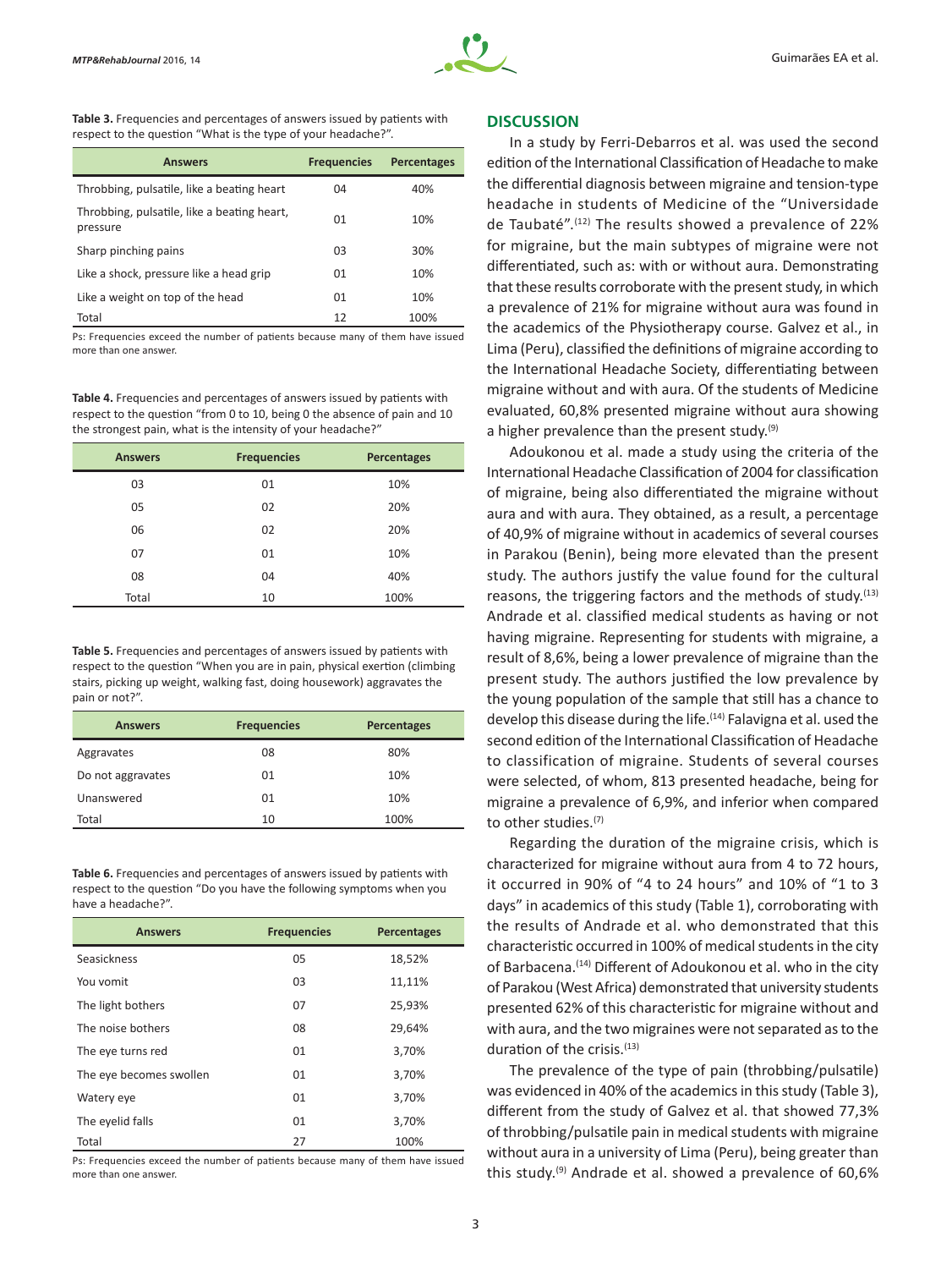**Table 3.** Frequencies and percentages of answers issued by patients with respect to the question "What is the type of your headache?".

| Answers | Frequencies | Percentages |
|---|---|---|
| Throbbing, pulsatile, like a beating heart | 04 | 40% |
| Throbbing, pulsatile, like a beating heart, pressure | 01 | 10% |
| Sharp pinching pains | 03 | 30% |
| Like a shock, pressure like a head grip | 01 | 10% |
| Like a weight on top of the head | 01 | 10% |
| Total | 12 | 100% |

Ps: Frequencies exceed the number of patients because many of them have issued more than one answer.

**Table 4.** Frequencies and percentages of answers issued by patients with respect to the question "from 0 to 10, being 0 the absence of pain and 10 the strongest pain, what is the intensity of your headache?"

| Answers | Frequencies | Percentages |
|---|---|---|
| 03 | 01 | 10% |
| 05 | 02 | 20% |
| 06 | 02 | 20% |
| 07 | 01 | 10% |
| 08 | 04 | 40% |
| Total | 10 | 100% |

**Table 5.** Frequencies and percentages of answers issued by patients with respect to the question "When you are in pain, physical exertion (climbing stairs, picking up weight, walking fast, doing housework) aggravates the pain or not?".

| Answers | Frequencies | Percentages |
|---|---|---|
| Aggravates | 08 | 80% |
| Do not aggravates | 01 | 10% |
| Unanswered | 01 | 10% |
| Total | 10 | 100% |

**Table 6.** Frequencies and percentages of answers issued by patients with respect to the question "Do you have the following symptoms when you have a headache?".

| Answers | Frequencies | Percentages |
|---|---|---|
| Seasickness | 05 | 18,52% |
| You vomit | 03 | 11,11% |
| The light bothers | 07 | 25,93% |
| The noise bothers | 08 | 29,64% |
| The eye turns red | 01 | 3,70% |
| The eye becomes swollen | 01 | 3,70% |
| Watery eye | 01 | 3,70% |
| The eyelid falls | 01 | 3,70% |
| Total | 27 | 100% |

Ps: Frequencies exceed the number of patients because many of them have issued more than one answer.

## DISCUSSION

In a study by Ferri-Debarros et al. was used the second edition of the International Classification of Headache to make the differential diagnosis between migraine and tension-type headache in students of Medicine of the "Universidade de Taubaté".[12] The results showed a prevalence of 22% for migraine, but the main subtypes of migraine were not differentiated, such as: with or without aura. Demonstrating that these results corroborate with the present study, in which a prevalence of 21% for migraine without aura was found in the academics of the Physiotherapy course. Galvez et al., in Lima (Peru), classified the definitions of migraine according to the International Headache Society, differentiating between migraine without and with aura. Of the students of Medicine evaluated, 60,8% presented migraine without aura showing a higher prevalence than the present study.[9]

Adoukonou et al. made a study using the criteria of the International Headache Classification of 2004 for classification of migraine, being also differentiated the migraine without aura and with aura. They obtained, as a result, a percentage of 40,9% of migraine without in academics of several courses in Parakou (Benin), being more elevated than the present study. The authors justify the value found for the cultural reasons, the triggering factors and the methods of study.[13] Andrade et al. classified medical students as having or not having migraine. Representing for students with migraine, a result of 8,6%, being a lower prevalence of migraine than the present study. The authors justified the low prevalence by the young population of the sample that still has a chance to develop this disease during the life.[14] Falavigna et al. used the second edition of the International Classification of Headache to classification of migraine. Students of several courses were selected, of whom, 813 presented headache, being for migraine a prevalence of 6,9%, and inferior when compared to other studies.[7]

Regarding the duration of the migraine crisis, which is characterized for migraine without aura from 4 to 72 hours, it occurred in 90% of "4 to 24 hours" and 10% of "1 to 3 days" in academics of this study (Table 1), corroborating with the results of Andrade et al. who demonstrated that this characteristic occurred in 100% of medical students in the city of Barbacena.[14] Different of Adoukonou et al. who in the city of Parakou (West Africa) demonstrated that university students presented 62% of this characteristic for migraine without and with aura, and the two migraines were not separated as to the duration of the crisis.[13]

The prevalence of the type of pain (throbbing/pulsatile) was evidenced in 40% of the academics in this study (Table 3), different from the study of Galvez et al. that showed 77,3% of throbbing/pulsatile pain in medical students with migraine without aura in a university of Lima (Peru), being greater than this study.[9] Andrade et al. showed a prevalence of 60,6%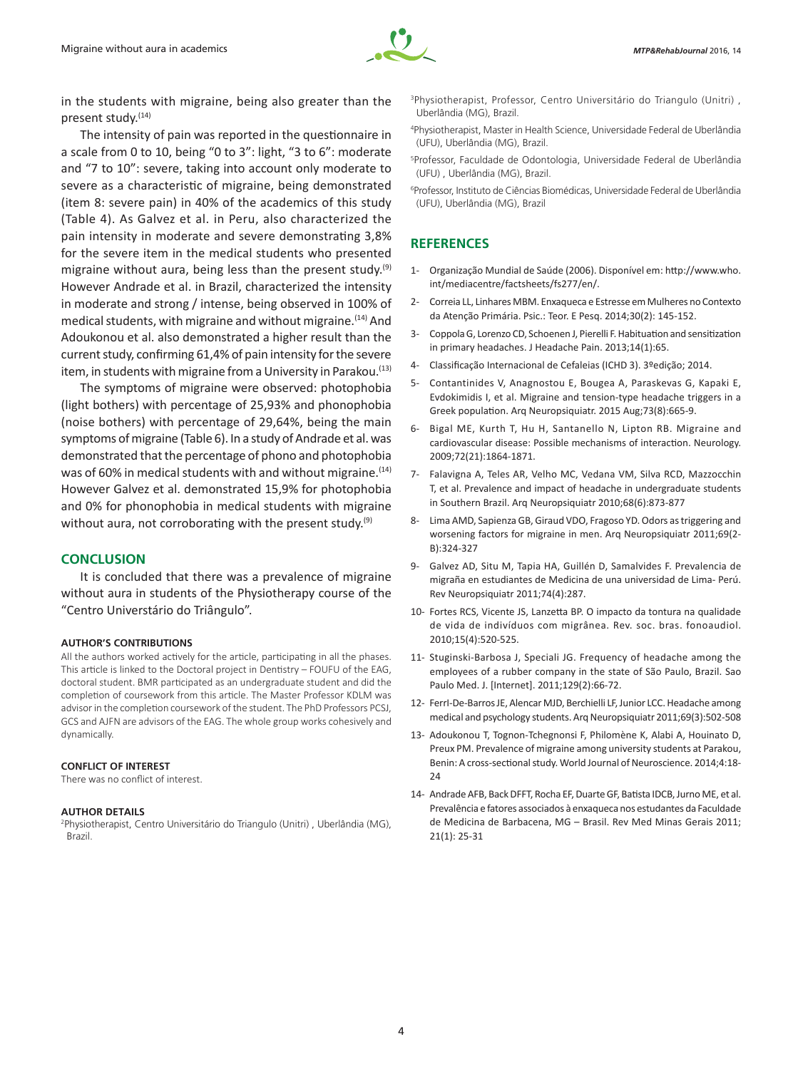in the students with migraine, being also greater than the present study.[14]

The intensity of pain was reported in the questionnaire in a scale from 0 to 10, being "0 to 3": light, "3 to 6": moderate and "7 to 10": severe, taking into account only moderate to severe as a characteristic of migraine, being demonstrated (item 8: severe pain) in 40% of the academics of this study (Table 4). As Galvez et al. in Peru, also characterized the pain intensity in moderate and severe demonstrating 3,8% for the severe item in the medical students who presented migraine without aura, being less than the present study.[9] However Andrade et al. in Brazil, characterized the intensity in moderate and strong / intense, being observed in 100% of medical students, with migraine and without migraine.[14] And Adoukonou et al. also demonstrated a higher result than the current study, confirming 61,4% of pain intensity for the severe item, in students with migraine from a University in Parakou.[13]

The symptoms of migraine were observed: photophobia (light bothers) with percentage of 25,93% and phonophobia (noise bothers) with percentage of 29,64%, being the main symptoms of migraine (Table 6). In a study of Andrade et al. was demonstrated that the percentage of phono and photophobia was of 60% in medical students with and without migraine.[14] However Galvez et al. demonstrated 15,9% for photophobia and 0% for phonophobia in medical students with migraine without aura, not corroborating with the present study.[9]

## CONCLUSION

It is concluded that there was a prevalence of migraine without aura in students of the Physiotherapy course of the "Centro Universtário do Triângulo".

#### AUTHOR'S CONTRIBUTIONS

All the authors worked actively for the article, participating in all the phases. This article is linked to the Doctoral project in Dentistry – FOUFU of the EAG, doctoral student. BMR participated as an undergraduate student and did the completion of coursework from this article. The Master Professor KDLM was advisor in the completion coursework of the student. The PhD Professors PCSJ, GCS and AJFN are advisors of the EAG. The whole group works cohesively and dynamically.

#### CONFLICT OF INTEREST

There was no conflict of interest.

#### AUTHOR DETAILS

[2]Physiotherapist, Centro Universitário do Triangulo (Unitri) , Uberlândia (MG), Brazil.

[3]Physiotherapist, Professor, Centro Universitário do Triangulo (Unitri) , Uberlândia (MG), Brazil.

[4]Physiotherapist, Master in Health Science, Universidade Federal de Uberlândia (UFU), Uberlândia (MG), Brazil.

[5]Professor, Faculdade de Odontologia, Universidade Federal de Uberlândia (UFU) , Uberlândia (MG), Brazil.

[6]Professor, Instituto de Ciências Biomédicas, Universidade Federal de Uberlândia (UFU), Uberlândia (MG), Brazil

## REFERENCES

1- Organização Mundial de Saúde (2006). Disponível em: http://www.who.int/mediacentre/factsheets/fs277/en/.

2- Correia LL, Linhares MBM. Enxaqueca e Estresse em Mulheres no Contexto da Atenção Primária. Psic.: Teor. E Pesq. 2014;30(2): 145-152.

3- Coppola G, Lorenzo CD, Schoenen J, Pierelli F. Habituation and sensitization in primary headaches. J Headache Pain. 2013;14(1):65.

4- Classificação Internacional de Cefaleias (ICHD 3). 3ºedição; 2014.

5- Contantinides V, Anagnostou E, Bougea A, Paraskevas G, Kapaki E, Evdokimidis I, et al. Migraine and tension-type headache triggers in a Greek population. Arq Neuropsiquiatr. 2015 Aug;73(8):665-9.

6- Bigal ME, Kurth T, Hu H, Santanello N, Lipton RB. Migraine and cardiovascular disease: Possible mechanisms of interaction. Neurology. 2009;72(21):1864-1871.

7- Falavigna A, Teles AR, Velho MC, Vedana VM, Silva RCD, Mazzocchin T, et al. Prevalence and impact of headache in undergraduate students in Southern Brazil. Arq Neuropsiquiatr 2010;68(6):873-877

8- Lima AMD, Sapienza GB, Giraud VDO, Fragoso YD. Odors as triggering and worsening factors for migraine in men. Arq Neuropsiquiatr 2011;69(2-B):324-327

9- Galvez AD, Situ M, Tapia HA, Guillén D, Samalvides F. Prevalencia de migraña en estudiantes de Medicina de una universidad de Lima- Perú. Rev Neuropsiquiatr 2011;74(4):287.

10- Fortes RCS, Vicente JS, Lanzetta BP. O impacto da tontura na qualidade de vida de indivíduos com migrânea. Rev. soc. bras. fonoaudiol. 2010;15(4):520-525.

11- Stuginski-Barbosa J, Speciali JG. Frequency of headache among the employees of a rubber company in the state of São Paulo, Brazil. Sao Paulo Med. J. [Internet]. 2011;129(2):66-72.

12- Ferrl-De-Barros JE, Alencar MJD, Berchielli LF, Junior LCC. Headache among medical and psychology students. Arq Neuropsiquiatr 2011;69(3):502-508

13- Adoukonou T, Tognon-Tchegnonsi F, Philomène K, Alabi A, Houinato D, Preux PM. Prevalence of migraine among university students at Parakou, Benin: A cross-sectional study. World Journal of Neuroscience. 2014;4:18-24

14- Andrade AFB, Back DFFT, Rocha EF, Duarte GF, Batista IDCB, Jurno ME, et al. Prevalência e fatores associados à enxaqueca nos estudantes da Faculdade de Medicina de Barbacena, MG – Brasil. Rev Med Minas Gerais 2011; 21(1): 25-31